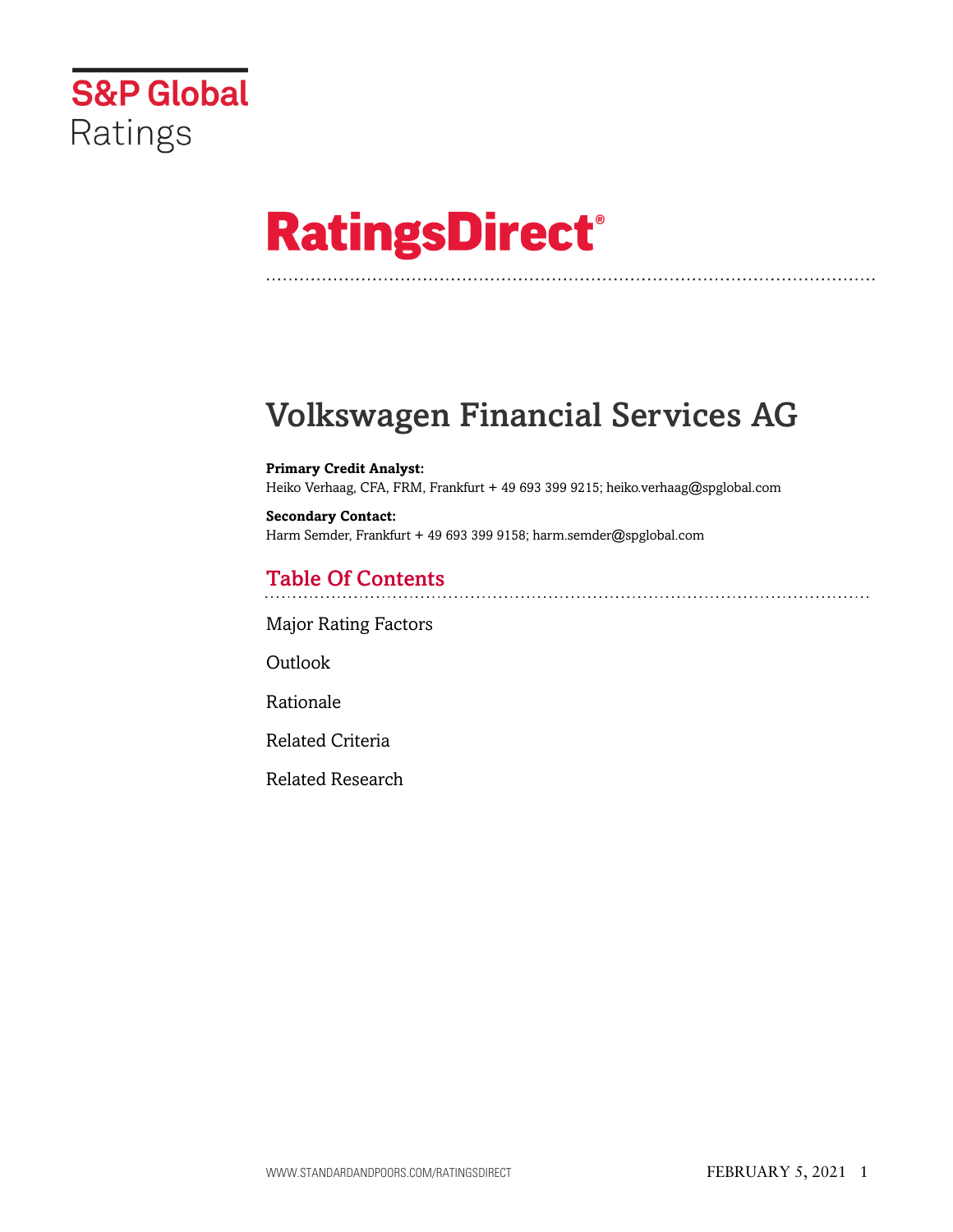S&P Global Ratings

# RatingsDirect®

# Volkswagen Financial Services AG

**Primary Credit Analyst:**
Heiko Verhaag, CFA, FRM, Frankfurt + 49 693 399 9215; heiko.verhaag@spglobal.com

**Secondary Contact:**
Harm Semder, Frankfurt + 49 693 399 9158; harm.semder@spglobal.com

## Table Of Contents

Major Rating Factors

Outlook

Rationale

Related Criteria

Related Research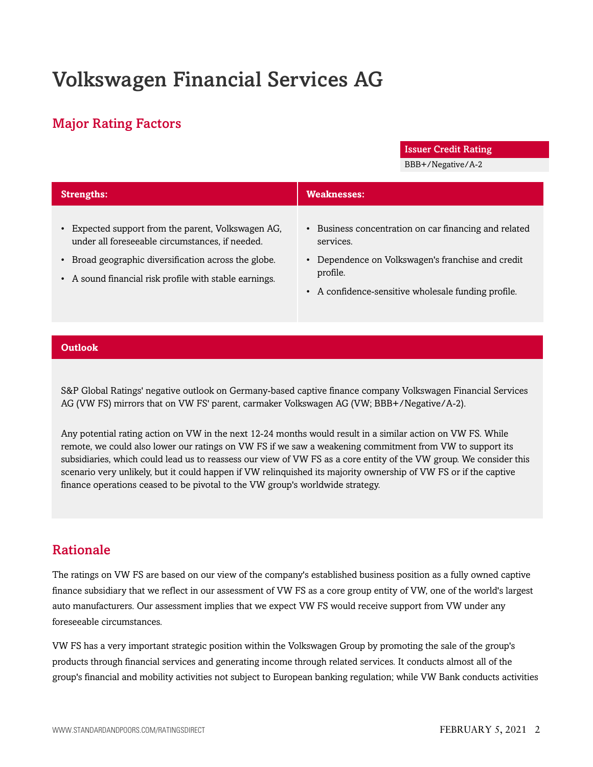# Volkswagen Financial Services AG

## Major Rating Factors

| Issuer Credit Rating |
| --- |
| BBB+/Negative/A-2 |

| Strengths: | Weaknesses: |
| --- | --- |
| • Expected support from the parent, Volkswagen AG, under all foreseeable circumstances, if needed.<br>• Broad geographic diversification across the globe.<br>• A sound financial risk profile with stable earnings. | • Business concentration on car financing and related services.<br>• Dependence on Volkswagen's franchise and credit profile.<br>• A confidence-sensitive wholesale funding profile. |

### Outlook

S&P Global Ratings' negative outlook on Germany-based captive finance company Volkswagen Financial Services AG (VW FS) mirrors that on VW FS' parent, carmaker Volkswagen AG (VW; BBB+/Negative/A-2).

Any potential rating action on VW in the next 12-24 months would result in a similar action on VW FS. While remote, we could also lower our ratings on VW FS if we saw a weakening commitment from VW to support its subsidiaries, which could lead us to reassess our view of VW FS as a core entity of the VW group. We consider this scenario very unlikely, but it could happen if VW relinquished its majority ownership of VW FS or if the captive finance operations ceased to be pivotal to the VW group's worldwide strategy.

## Rationale

The ratings on VW FS are based on our view of the company's established business position as a fully owned captive finance subsidiary that we reflect in our assessment of VW FS as a core group entity of VW, one of the world's largest auto manufacturers. Our assessment implies that we expect VW FS would receive support from VW under any foreseeable circumstances.

VW FS has a very important strategic position within the Volkswagen Group by promoting the sale of the group's products through financial services and generating income through related services. It conducts almost all of the group's financial and mobility activities not subject to European banking regulation; while VW Bank conducts activities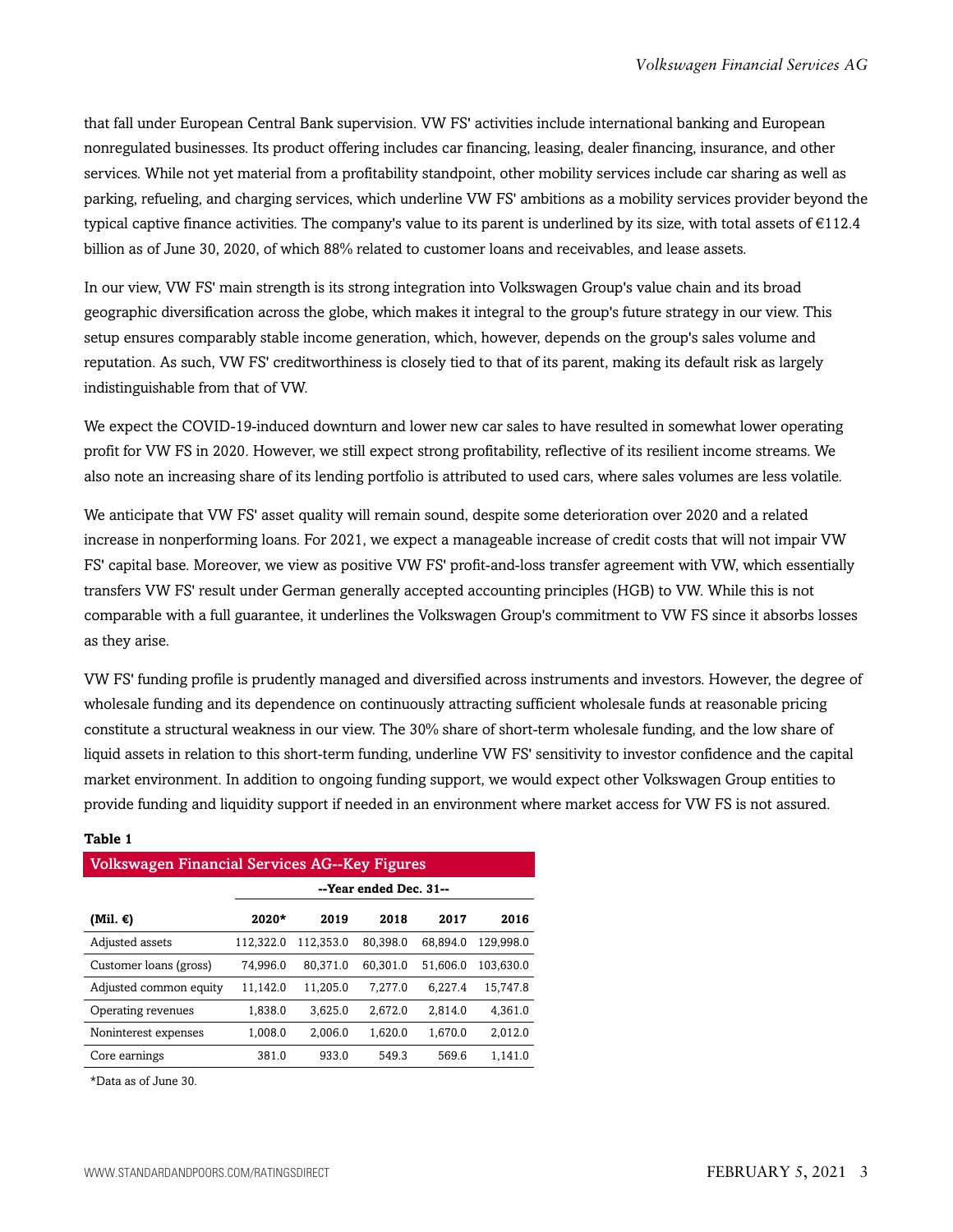that fall under European Central Bank supervision. VW FS' activities include international banking and European nonregulated businesses. Its product offering includes car financing, leasing, dealer financing, insurance, and other services. While not yet material from a profitability standpoint, other mobility services include car sharing as well as parking, refueling, and charging services, which underline VW FS' ambitions as a mobility services provider beyond the typical captive finance activities. The company's value to its parent is underlined by its size, with total assets of €112.4 billion as of June 30, 2020, of which 88% related to customer loans and receivables, and lease assets.

In our view, VW FS' main strength is its strong integration into Volkswagen Group's value chain and its broad geographic diversification across the globe, which makes it integral to the group's future strategy in our view. This setup ensures comparably stable income generation, which, however, depends on the group's sales volume and reputation. As such, VW FS' creditworthiness is closely tied to that of its parent, making its default risk as largely indistinguishable from that of VW.

We expect the COVID-19-induced downturn and lower new car sales to have resulted in somewhat lower operating profit for VW FS in 2020. However, we still expect strong profitability, reflective of its resilient income streams. We also note an increasing share of its lending portfolio is attributed to used cars, where sales volumes are less volatile.

We anticipate that VW FS' asset quality will remain sound, despite some deterioration over 2020 and a related increase in nonperforming loans. For 2021, we expect a manageable increase of credit costs that will not impair VW FS' capital base. Moreover, we view as positive VW FS' profit-and-loss transfer agreement with VW, which essentially transfers VW FS' result under German generally accepted accounting principles (HGB) to VW. While this is not comparable with a full guarantee, it underlines the Volkswagen Group's commitment to VW FS since it absorbs losses as they arise.

VW FS' funding profile is prudently managed and diversified across instruments and investors. However, the degree of wholesale funding and its dependence on continuously attracting sufficient wholesale funds at reasonable pricing constitute a structural weakness in our view. The 30% share of short-term wholesale funding, and the low share of liquid assets in relation to this short-term funding, underline VW FS' sensitivity to investor confidence and the capital market environment. In addition to ongoing funding support, we would expect other Volkswagen Group entities to provide funding and liquidity support if needed in an environment where market access for VW FS is not assured.

**Table 1**

**Volkswagen Financial Services AG--Key Figures**

| | --Year ended Dec. 31-- | | | | |
|---|---|---|---|---|---|
| **(Mil. €)** | **2020*** | **2019** | **2018** | **2017** | **2016** |
| Adjusted assets | 112,322.0 | 112,353.0 | 80,398.0 | 68,894.0 | 129,998.0 |
| Customer loans (gross) | 74,996.0 | 80,371.0 | 60,301.0 | 51,606.0 | 103,630.0 |
| Adjusted common equity | 11,142.0 | 11,205.0 | 7,277.0 | 6,227.4 | 15,747.8 |
| Operating revenues | 1,838.0 | 3,625.0 | 2,672.0 | 2,814.0 | 4,361.0 |
| Noninterest expenses | 1,008.0 | 2,006.0 | 1,620.0 | 1,670.0 | 2,012.0 |
| Core earnings | 381.0 | 933.0 | 549.3 | 569.6 | 1,141.0 |

*Data as of June 30.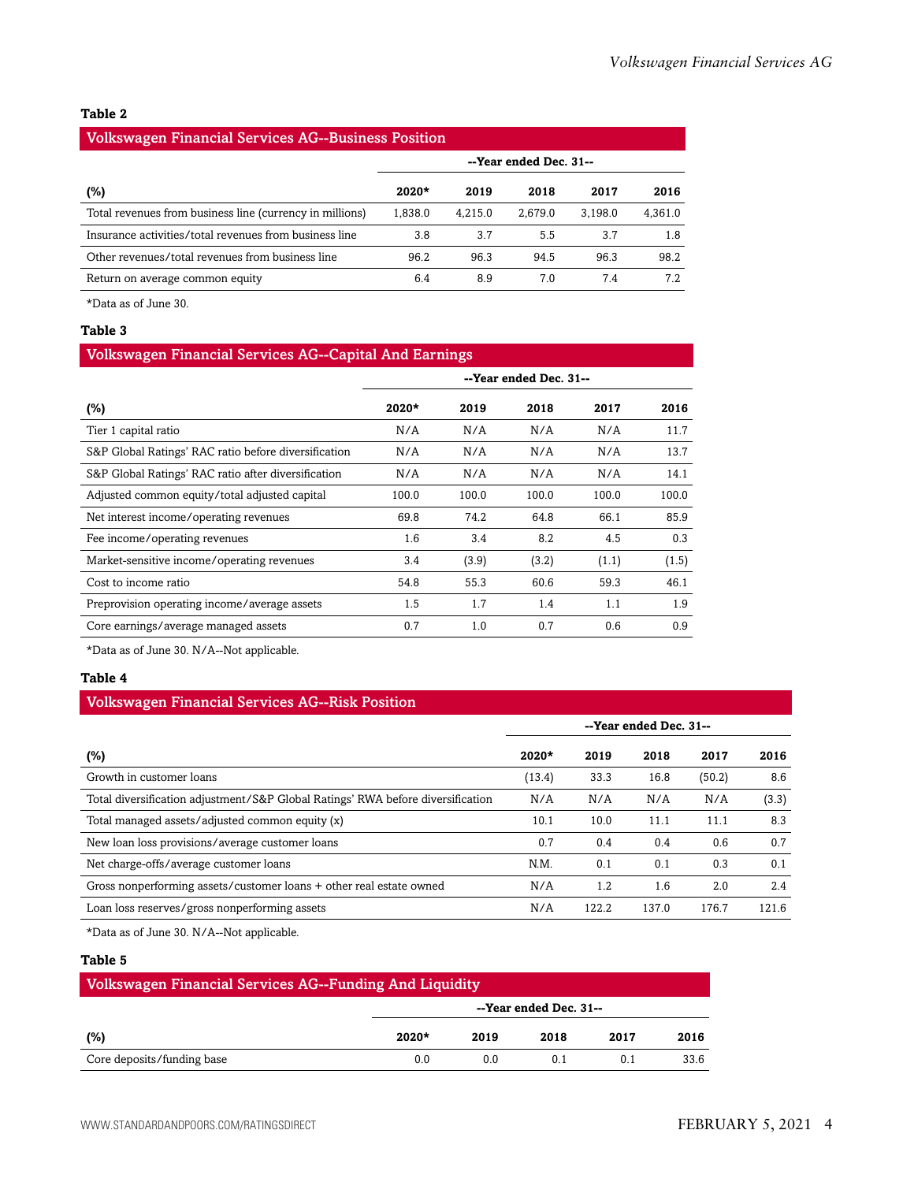**Table 2**

| Volkswagen Financial Services AG--Business Position | | | | | |
|---|---|---|---|---|---|
| | --Year ended Dec. 31-- | | | | |
| (%) | 2020* | 2019 | 2018 | 2017 | 2016 |
| Total revenues from business line (currency in millions) | 1,838.0 | 4,215.0 | 2,679.0 | 3,198.0 | 4,361.0 |
| Insurance activities/total revenues from business line | 3.8 | 3.7 | 5.5 | 3.7 | 1.8 |
| Other revenues/total revenues from business line | 96.2 | 96.3 | 94.5 | 96.3 | 98.2 |
| Return on average common equity | 6.4 | 8.9 | 7.0 | 7.4 | 7.2 |

*Data as of June 30.

**Table 3**

| Volkswagen Financial Services AG--Capital And Earnings | | | | | |
|---|---|---|---|---|---|
| | --Year ended Dec. 31-- | | | | |
| (%) | 2020* | 2019 | 2018 | 2017 | 2016 |
| Tier 1 capital ratio | N/A | N/A | N/A | N/A | 11.7 |
| S&P Global Ratings' RAC ratio before diversification | N/A | N/A | N/A | N/A | 13.7 |
| S&P Global Ratings' RAC ratio after diversification | N/A | N/A | N/A | N/A | 14.1 |
| Adjusted common equity/total adjusted capital | 100.0 | 100.0 | 100.0 | 100.0 | 100.0 |
| Net interest income/operating revenues | 69.8 | 74.2 | 64.8 | 66.1 | 85.9 |
| Fee income/operating revenues | 1.6 | 3.4 | 8.2 | 4.5 | 0.3 |
| Market-sensitive income/operating revenues | 3.4 | (3.9) | (3.2) | (1.1) | (1.5) |
| Cost to income ratio | 54.8 | 55.3 | 60.6 | 59.3 | 46.1 |
| Preprovision operating income/average assets | 1.5 | 1.7 | 1.4 | 1.1 | 1.9 |
| Core earnings/average managed assets | 0.7 | 1.0 | 0.7 | 0.6 | 0.9 |

*Data as of June 30. N/A--Not applicable.

**Table 4**

| Volkswagen Financial Services AG--Risk Position | | | | | |
|---|---|---|---|---|---|
| | --Year ended Dec. 31-- | | | | |
| (%) | 2020* | 2019 | 2018 | 2017 | 2016 |
| Growth in customer loans | (13.4) | 33.3 | 16.8 | (50.2) | 8.6 |
| Total diversification adjustment/S&P Global Ratings' RWA before diversification | N/A | N/A | N/A | N/A | (3.3) |
| Total managed assets/adjusted common equity (x) | 10.1 | 10.0 | 11.1 | 11.1 | 8.3 |
| New loan loss provisions/average customer loans | 0.7 | 0.4 | 0.4 | 0.6 | 0.7 |
| Net charge-offs/average customer loans | N.M. | 0.1 | 0.1 | 0.3 | 0.1 |
| Gross nonperforming assets/customer loans + other real estate owned | N/A | 1.2 | 1.6 | 2.0 | 2.4 |
| Loan loss reserves/gross nonperforming assets | N/A | 122.2 | 137.0 | 176.7 | 121.6 |

*Data as of June 30. N/A--Not applicable.

**Table 5**

| Volkswagen Financial Services AG--Funding And Liquidity | | | | | |
|---|---|---|---|---|---|
| | --Year ended Dec. 31-- | | | | |
| (%) | 2020* | 2019 | 2018 | 2017 | 2016 |
| Core deposits/funding base | 0.0 | 0.0 | 0.1 | 0.1 | 33.6 |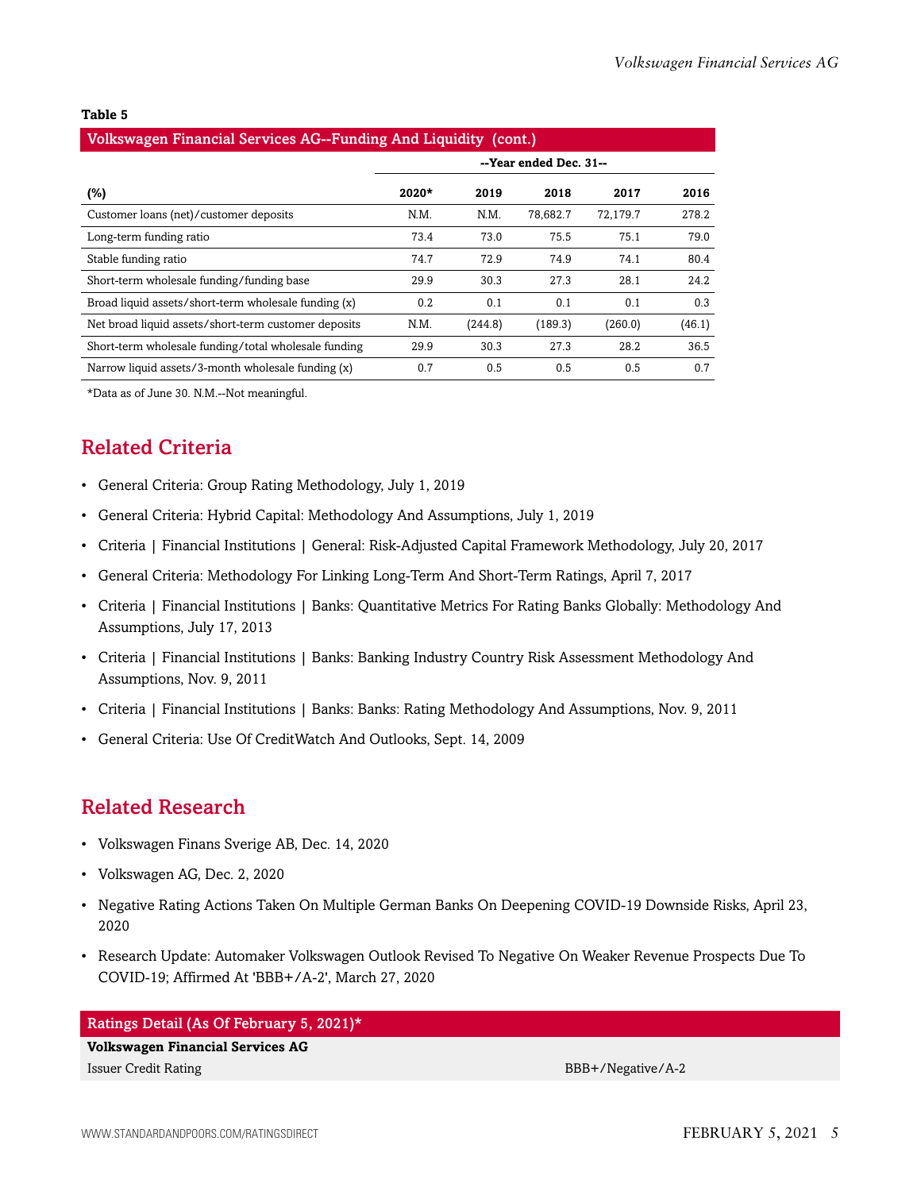**Table 5**

**Volkswagen Financial Services AG--Funding And Liquidity (cont.)**

| | --Year ended Dec. 31-- | | | | |
|---|---|---|---|---|---|
| **(%)** | **2020*** | **2019** | **2018** | **2017** | **2016** |
| Customer loans (net)/customer deposits | N.M. | N.M. | 78,682.7 | 72,179.7 | 278.2 |
| Long-term funding ratio | 73.4 | 73.0 | 75.5 | 75.1 | 79.0 |
| Stable funding ratio | 74.7 | 72.9 | 74.9 | 74.1 | 80.4 |
| Short-term wholesale funding/funding base | 29.9 | 30.3 | 27.3 | 28.1 | 24.2 |
| Broad liquid assets/short-term wholesale funding (x) | 0.2 | 0.1 | 0.1 | 0.1 | 0.3 |
| Net broad liquid assets/short-term customer deposits | N.M. | (244.8) | (189.3) | (260.0) | (46.1) |
| Short-term wholesale funding/total wholesale funding | 29.9 | 30.3 | 27.3 | 28.2 | 36.5 |
| Narrow liquid assets/3-month wholesale funding (x) | 0.7 | 0.5 | 0.5 | 0.5 | 0.7 |

*Data as of June 30. N.M.--Not meaningful.

## Related Criteria

- General Criteria: Group Rating Methodology, July 1, 2019
- General Criteria: Hybrid Capital: Methodology And Assumptions, July 1, 2019
- Criteria | Financial Institutions | General: Risk-Adjusted Capital Framework Methodology, July 20, 2017
- General Criteria: Methodology For Linking Long-Term And Short-Term Ratings, April 7, 2017
- Criteria | Financial Institutions | Banks: Quantitative Metrics For Rating Banks Globally: Methodology And Assumptions, July 17, 2013
- Criteria | Financial Institutions | Banks: Banking Industry Country Risk Assessment Methodology And Assumptions, Nov. 9, 2011
- Criteria | Financial Institutions | Banks: Banks: Rating Methodology And Assumptions, Nov. 9, 2011
- General Criteria: Use Of CreditWatch And Outlooks, Sept. 14, 2009

## Related Research

- Volkswagen Finans Sverige AB, Dec. 14, 2020
- Volkswagen AG, Dec. 2, 2020
- Negative Rating Actions Taken On Multiple German Banks On Deepening COVID-19 Downside Risks, April 23, 2020
- Research Update: Automaker Volkswagen Outlook Revised To Negative On Weaker Revenue Prospects Due To COVID-19; Affirmed At 'BBB+/A-2', March 27, 2020

| Ratings Detail (As Of February 5, 2021)* | |
|---|---|
| **Volkswagen Financial Services AG** | |
| Issuer Credit Rating | BBB+/Negative/A-2 |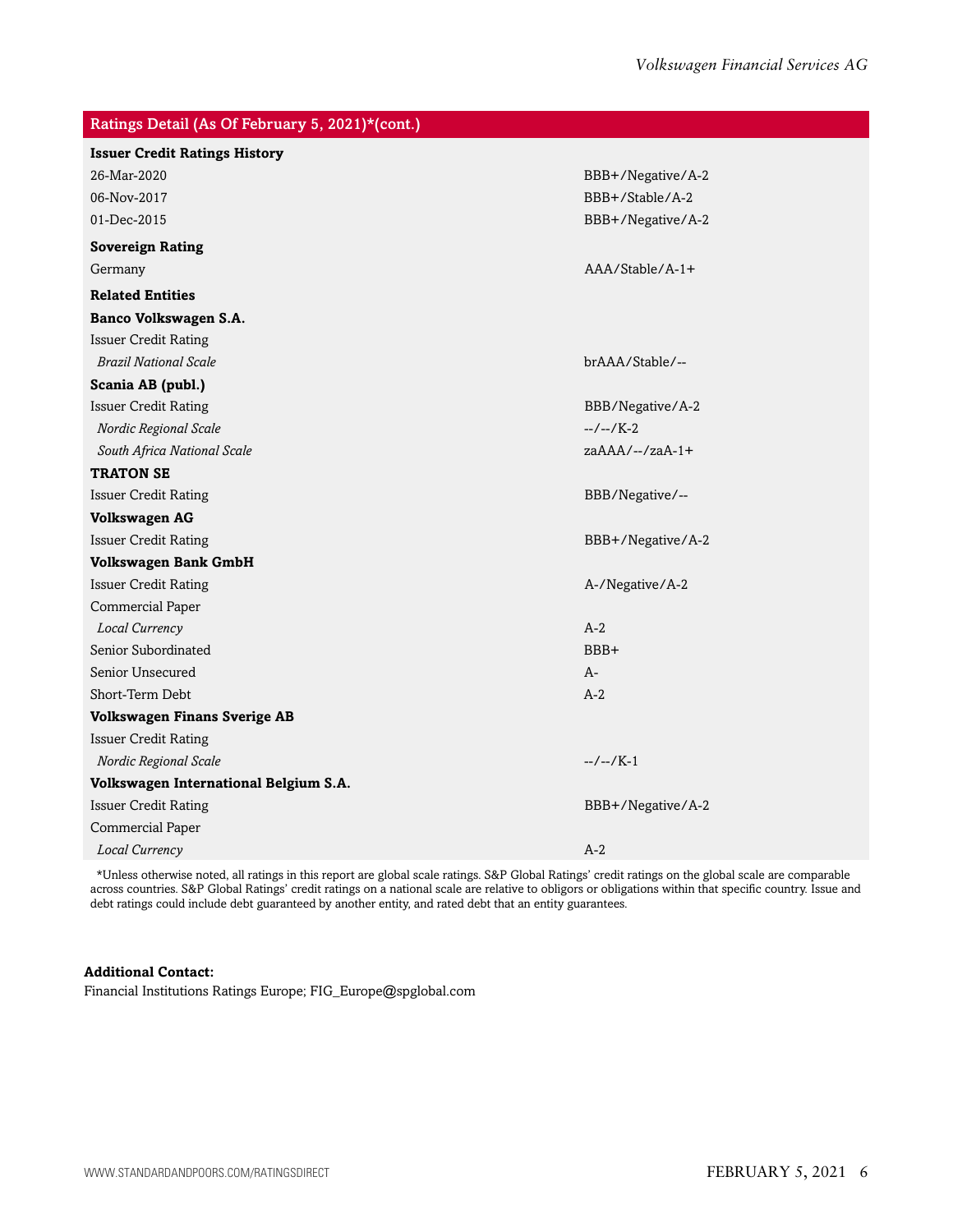| Ratings Detail (As Of February 5, 2021)*(cont.) | |
|---|---|
| **Issuer Credit Ratings History** | |
| 26-Mar-2020 | BBB+/Negative/A-2 |
| 06-Nov-2017 | BBB+/Stable/A-2 |
| 01-Dec-2015 | BBB+/Negative/A-2 |
| **Sovereign Rating** | |
| Germany | AAA/Stable/A-1+ |
| **Related Entities** | |
| **Banco Volkswagen S.A.** | |
| Issuer Credit Rating | |
| *Brazil National Scale* | brAAA/Stable/-- |
| **Scania AB (publ.)** | |
| Issuer Credit Rating | BBB/Negative/A-2 |
| *Nordic Regional Scale* | --/--/K-2 |
| *South Africa National Scale* | zaAAA/--/zaA-1+ |
| **TRATON SE** | |
| Issuer Credit Rating | BBB/Negative/-- |
| **Volkswagen AG** | |
| Issuer Credit Rating | BBB+/Negative/A-2 |
| **Volkswagen Bank GmbH** | |
| Issuer Credit Rating | A-/Negative/A-2 |
| Commercial Paper | |
| *Local Currency* | A-2 |
| Senior Subordinated | BBB+ |
| Senior Unsecured | A- |
| Short-Term Debt | A-2 |
| **Volkswagen Finans Sverige AB** | |
| Issuer Credit Rating | |
| *Nordic Regional Scale* | --/--/K-1 |
| **Volkswagen International Belgium S.A.** | |
| Issuer Credit Rating | BBB+/Negative/A-2 |
| Commercial Paper | |
| *Local Currency* | A-2 |

*Unless otherwise noted, all ratings in this report are global scale ratings. S&P Global Ratings' credit ratings on the global scale are comparable across countries. S&P Global Ratings' credit ratings on a national scale are relative to obligors or obligations within that specific country. Issue and debt ratings could include debt guaranteed by another entity, and rated debt that an entity guarantees.

**Additional Contact:**

Financial Institutions Ratings Europe; FIG_Europe@spglobal.com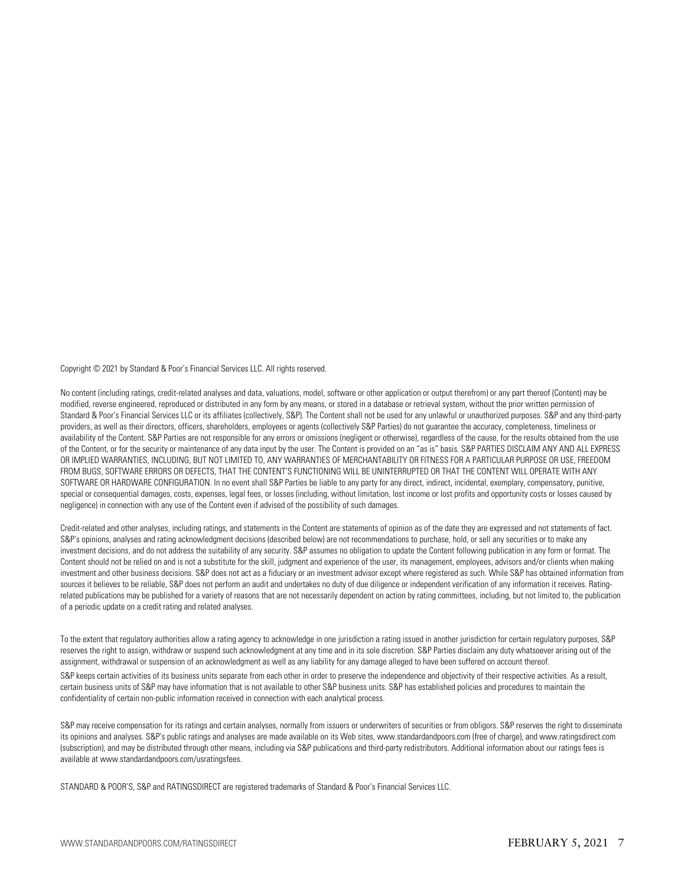Copyright © 2021 by Standard & Poor's Financial Services LLC. All rights reserved.

No content (including ratings, credit-related analyses and data, valuations, model, software or other application or output therefrom) or any part thereof (Content) may be modified, reverse engineered, reproduced or distributed in any form by any means, or stored in a database or retrieval system, without the prior written permission of Standard & Poor's Financial Services LLC or its affiliates (collectively, S&P). The Content shall not be used for any unlawful or unauthorized purposes. S&P and any third-party providers, as well as their directors, officers, shareholders, employees or agents (collectively S&P Parties) do not guarantee the accuracy, completeness, timeliness or availability of the Content. S&P Parties are not responsible for any errors or omissions (negligent or otherwise), regardless of the cause, for the results obtained from the use of the Content, or for the security or maintenance of any data input by the user. The Content is provided on an "as is" basis. S&P PARTIES DISCLAIM ANY AND ALL EXPRESS OR IMPLIED WARRANTIES, INCLUDING, BUT NOT LIMITED TO, ANY WARRANTIES OF MERCHANTABILITY OR FITNESS FOR A PARTICULAR PURPOSE OR USE, FREEDOM FROM BUGS, SOFTWARE ERRORS OR DEFECTS, THAT THE CONTENT'S FUNCTIONING WILL BE UNINTERRUPTED OR THAT THE CONTENT WILL OPERATE WITH ANY SOFTWARE OR HARDWARE CONFIGURATION. In no event shall S&P Parties be liable to any party for any direct, indirect, incidental, exemplary, compensatory, punitive, special or consequential damages, costs, expenses, legal fees, or losses (including, without limitation, lost income or lost profits and opportunity costs or losses caused by negligence) in connection with any use of the Content even if advised of the possibility of such damages.

Credit-related and other analyses, including ratings, and statements in the Content are statements of opinion as of the date they are expressed and not statements of fact. S&P's opinions, analyses and rating acknowledgment decisions (described below) are not recommendations to purchase, hold, or sell any securities or to make any investment decisions, and do not address the suitability of any security. S&P assumes no obligation to update the Content following publication in any form or format. The Content should not be relied on and is not a substitute for the skill, judgment and experience of the user, its management, employees, advisors and/or clients when making investment and other business decisions. S&P does not act as a fiduciary or an investment advisor except where registered as such. While S&P has obtained information from sources it believes to be reliable, S&P does not perform an audit and undertakes no duty of due diligence or independent verification of any information it receives. Rating-related publications may be published for a variety of reasons that are not necessarily dependent on action by rating committees, including, but not limited to, the publication of a periodic update on a credit rating and related analyses.

To the extent that regulatory authorities allow a rating agency to acknowledge in one jurisdiction a rating issued in another jurisdiction for certain regulatory purposes, S&P reserves the right to assign, withdraw or suspend such acknowledgment at any time and in its sole discretion. S&P Parties disclaim any duty whatsoever arising out of the assignment, withdrawal or suspension of an acknowledgment as well as any liability for any damage alleged to have been suffered on account thereof.

S&P keeps certain activities of its business units separate from each other in order to preserve the independence and objectivity of their respective activities. As a result, certain business units of S&P may have information that is not available to other S&P business units. S&P has established policies and procedures to maintain the confidentiality of certain non-public information received in connection with each analytical process.

S&P may receive compensation for its ratings and certain analyses, normally from issuers or underwriters of securities or from obligors. S&P reserves the right to disseminate its opinions and analyses. S&P's public ratings and analyses are made available on its Web sites, www.standardandpoors.com (free of charge), and www.ratingsdirect.com (subscription), and may be distributed through other means, including via S&P publications and third-party redistributors. Additional information about our ratings fees is available at www.standardandpoors.com/usratingsfees.

STANDARD & POOR'S, S&P and RATINGSDIRECT are registered trademarks of Standard & Poor's Financial Services LLC.